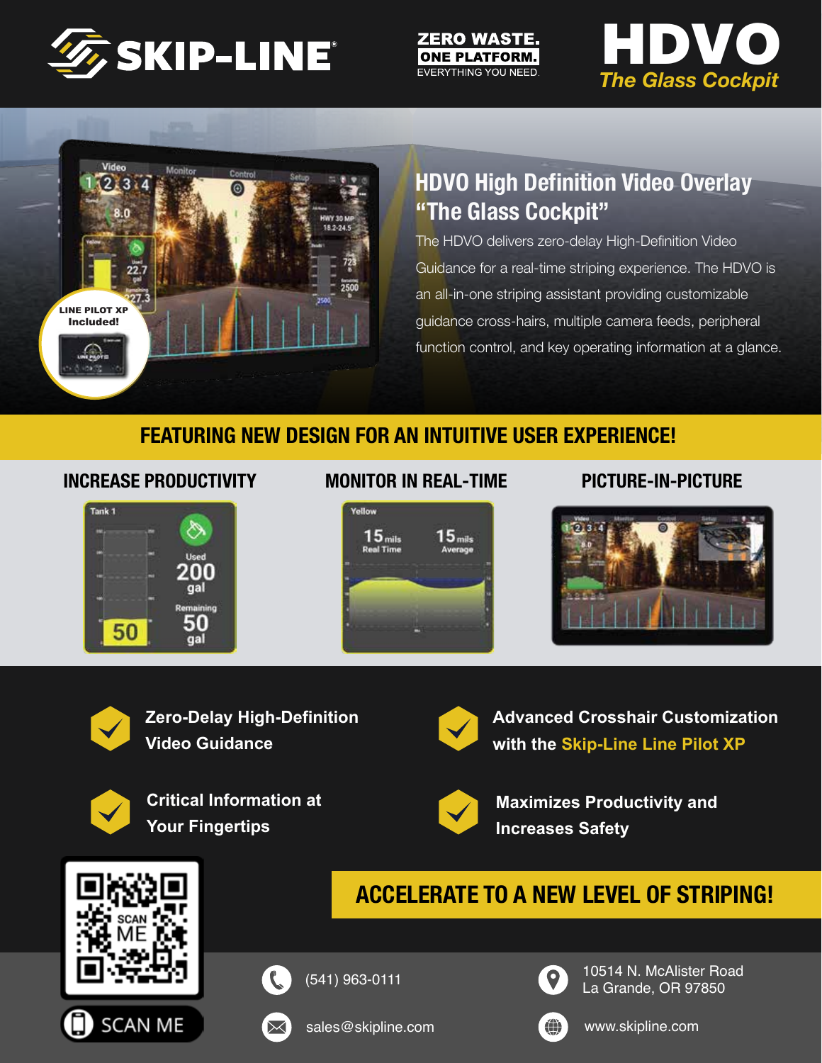# SKIP-LINE

**ZERO WASTE.**
**ONE PLATFORM.**
EVERYTHING YOU NEED.

# HDVO
*The Glass Cockpit*

LINE PILOT XP Included!

## HDVO High Definition Video Overlay "The Glass Cockpit"

The HDVO delivers zero-delay High-Definition Video Guidance for a real-time striping experience. The HDVO is an all-in-one striping assistant providing customizable guidance cross-hairs, multiple camera feeds, peripheral function control, and key operating information at a glance.

## FEATURING NEW DESIGN FOR AN INTUITIVE USER EXPERIENCE!

### INCREASE PRODUCTIVITY

### MONITOR IN REAL-TIME

### PICTURE-IN-PICTURE

- **Zero-Delay High-Definition Video Guidance**
- **Advanced Crosshair Customization with the Skip-Line Line Pilot XP**
- **Critical Information at Your Fingertips**
- **Maximizes Productivity and Increases Safety**

## ACCELERATE TO A NEW LEVEL OF STRIPING!

SCAN ME

(541) 963-0111

sales@skipline.com

10514 N. McAlister Road
La Grande, OR 97850

www.skipline.com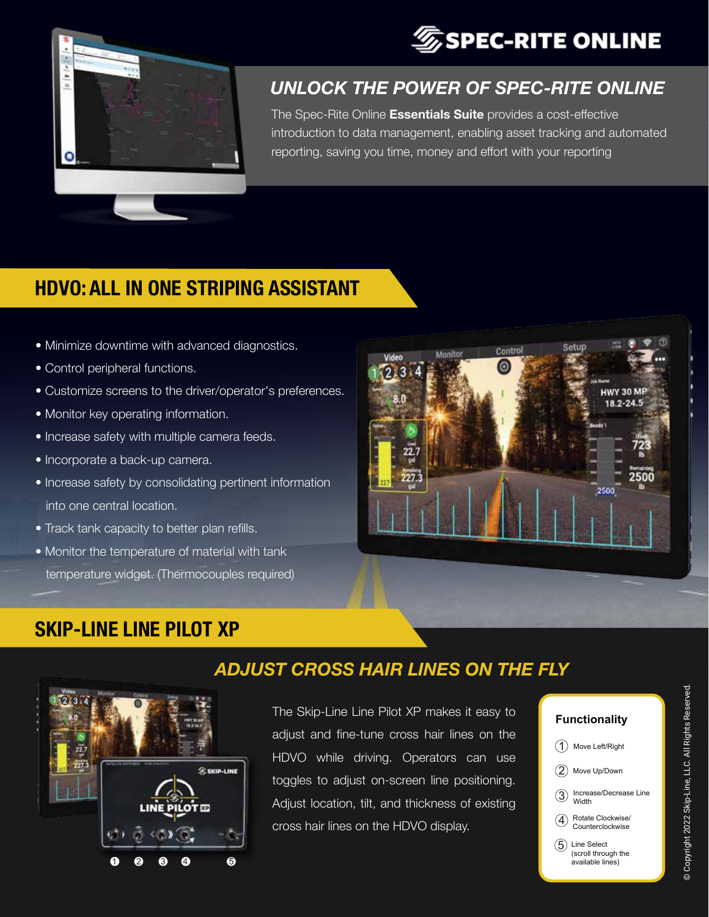# SPEC-RITE ONLINE

## *UNLOCK THE POWER OF SPEC-RITE ONLINE*

The Spec-Rite Online **Essentials Suite** provides a cost-effective introduction to data management, enabling asset tracking and automated reporting, saving you time, money and effort with your reporting

## HDVO: ALL IN ONE STRIPING ASSISTANT

- Minimize downtime with advanced diagnostics.
- Control peripheral functions.
- Customize screens to the driver/operator's preferences.
- Monitor key operating information.
- Increase safety with multiple camera feeds.
- Incorporate a back-up camera.
- Increase safety by consolidating pertinent information into one central location.
- Track tank capacity to better plan refills.
- Monitor the temperature of material with tank temperature widget. (Thermocouples required)

## SKIP-LINE LINE PILOT XP

### *ADJUST CROSS HAIR LINES ON THE FLY*

The Skip-Line Line Pilot XP makes it easy to adjust and fine-tune cross hair lines on the HDVO while driving. Operators can use toggles to adjust on-screen line positioning. Adjust location, tilt, and thickness of existing cross hair lines on the HDVO display.

**Functionality**

1. Move Left/Right
2. Move Up/Down
3. Increase/Decrease Line Width
4. Rotate Clockwise/ Counterclockwise
5. Line Select (scroll through the available lines)

© Copyright 2022 Skip-Line, LLC. All Rights Reserved.